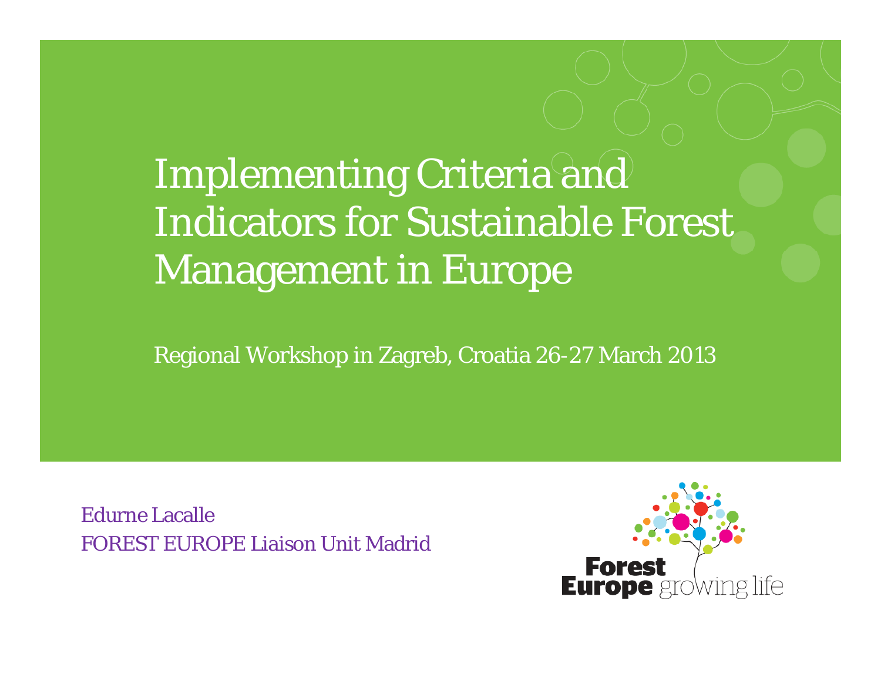# Implementing Criteria and Indicators for Sustainable Forest Management in Europe

Regional Workshop in Zagreb, Croatia 26-27 March 2013

Edurne Lacalle
FOREST EUROPE Liaison Unit Madrid

Forest Europe growing life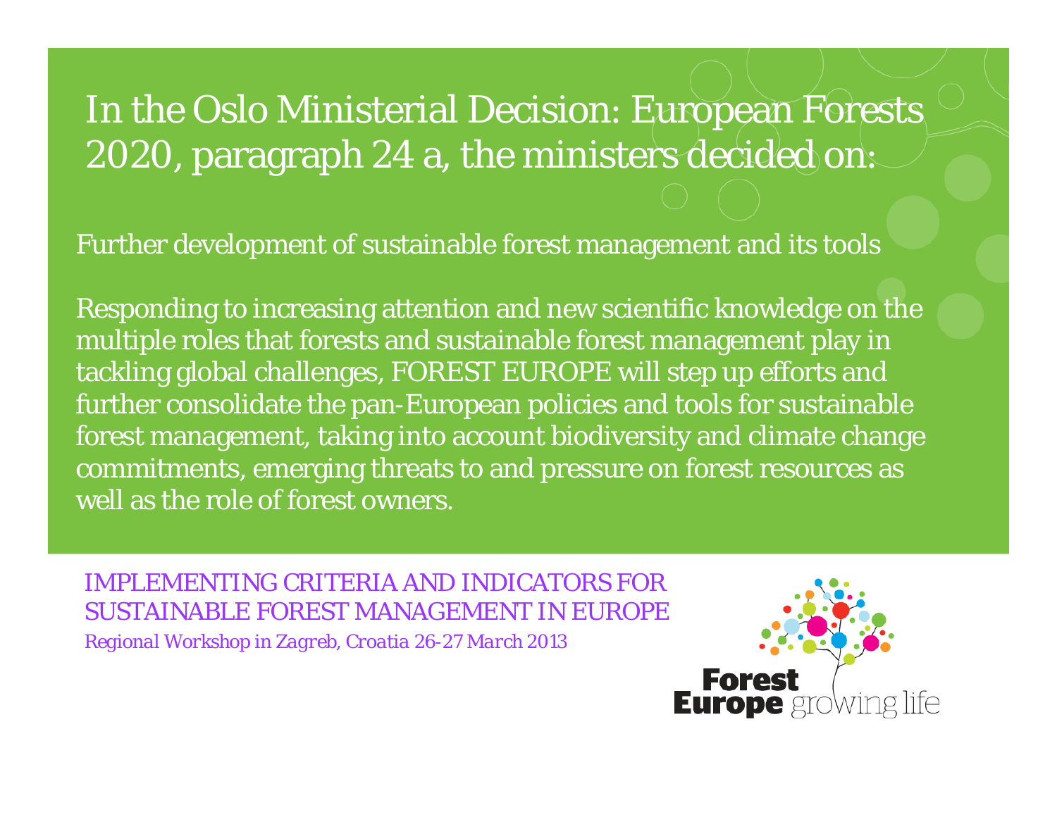# In the Oslo Ministerial Decision: European Forests 2020, paragraph 24 a, the ministers decided on:

Further development of sustainable forest management and its tools

Responding to increasing attention and new scientific knowledge on the multiple roles that forests and sustainable forest management play in tackling global challenges, FOREST EUROPE will step up efforts and further consolidate the pan-European policies and tools for sustainable forest management, taking into account biodiversity and climate change commitments, emerging threats to and pressure on forest resources as well as the role of forest owners.

IMPLEMENTING CRITERIA AND INDICATORS FOR SUSTAINABLE FOREST MANAGEMENT IN EUROPE

*Regional Workshop in Zagreb, Croatia 26-27 March 2013*

**Forest Europe** growing life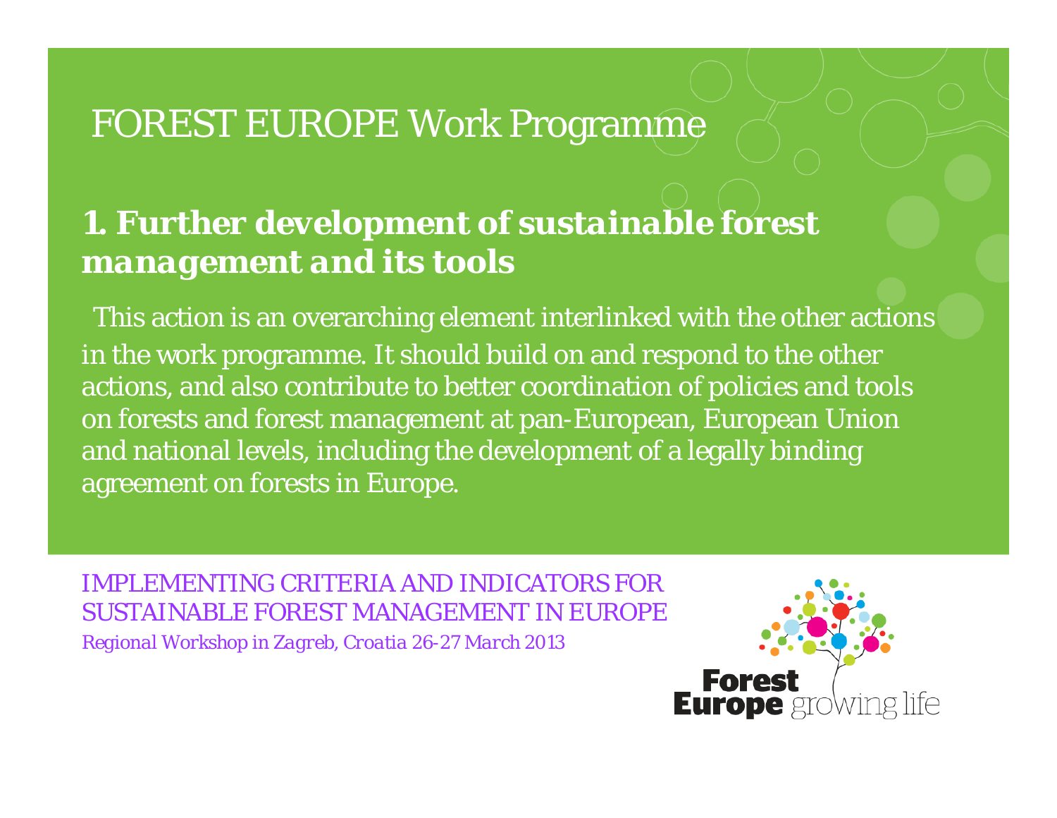# FOREST EUROPE Work Programme

## *1. Further development of sustainable forest management and its tools*

This action is an overarching element interlinked with the other actions in the work programme. It should build on and respond to the other actions, and also contribute to better coordination of policies and tools on forests and forest management at pan-European, European Union and national levels, including the development of a legally binding agreement on forests in Europe.

IMPLEMENTING CRITERIA AND INDICATORS FOR SUSTAINABLE FOREST MANAGEMENT IN EUROPE

*Regional Workshop in Zagreb, Croatia 26-27 March 2013*

Forest Europe growing life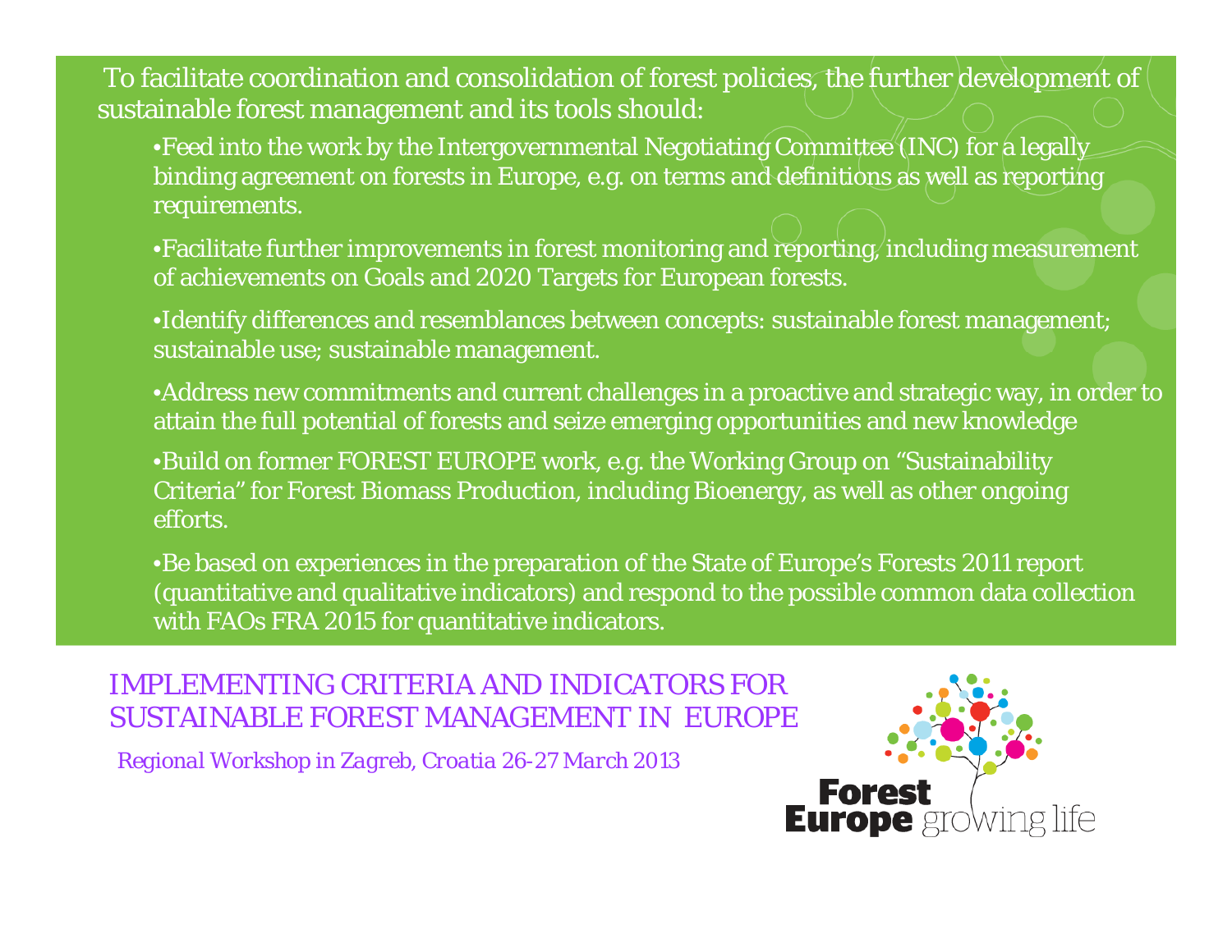To facilitate coordination and consolidation of forest policies, the further development of sustainable forest management and its tools should:

- Feed into the work by the Intergovernmental Negotiating Committee (INC) for a legally binding agreement on forests in Europe, e.g. on terms and definitions as well as reporting requirements.
- Facilitate further improvements in forest monitoring and reporting, including measurement of achievements on Goals and 2020 Targets for European forests.
- Identify differences and resemblances between concepts: sustainable forest management; sustainable use; sustainable management.
- Address new commitments and current challenges in a proactive and strategic way, in order to attain the full potential of forests and seize emerging opportunities and new knowledge
- Build on former FOREST EUROPE work, e.g. the Working Group on "Sustainability Criteria" for Forest Biomass Production, including Bioenergy, as well as other ongoing efforts.
- Be based on experiences in the preparation of the State of Europe's Forests 2011 report (quantitative and qualitative indicators) and respond to the possible common data collection with FAOs FRA 2015 for quantitative indicators.

IMPLEMENTING CRITERIA AND INDICATORS FOR SUSTAINABLE FOREST MANAGEMENT IN EUROPE

*Regional Workshop in Zagreb, Croatia 26-27 March 2013*

Forest Europe growing life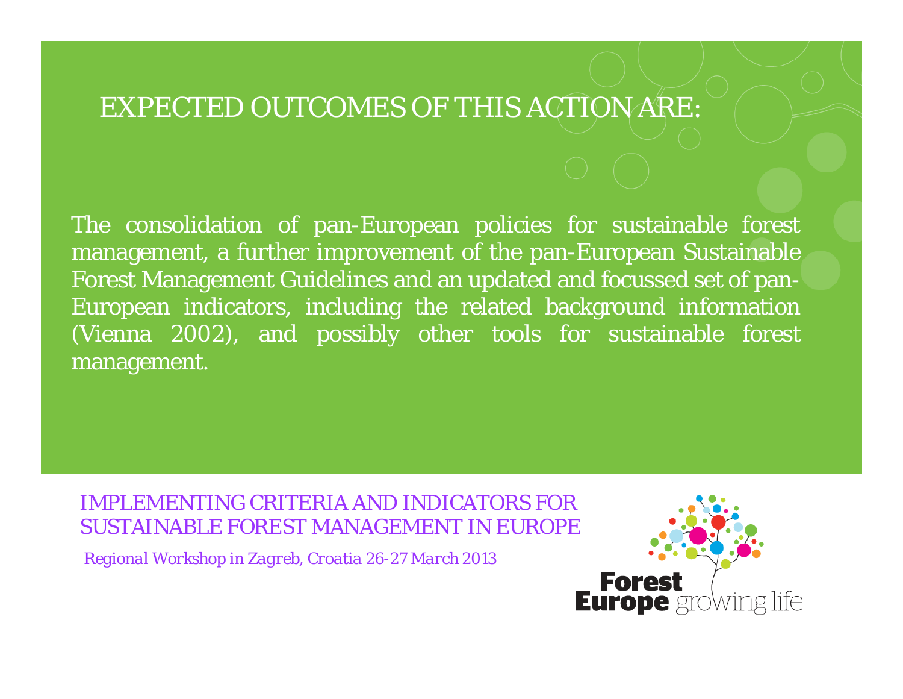# EXPECTED OUTCOMES OF THIS ACTION ARE:

The consolidation of pan-European policies for sustainable forest management, a further improvement of the pan-European Sustainable Forest Management Guidelines and an updated and focussed set of pan-European indicators, including the related background information (Vienna 2002), and possibly other tools for sustainable forest management.

IMPLEMENTING CRITERIA AND INDICATORS FOR SUSTAINABLE FOREST MANAGEMENT IN EUROPE

*Regional Workshop in Zagreb, Croatia 26-27 March 2013*

**Forest Europe** growing life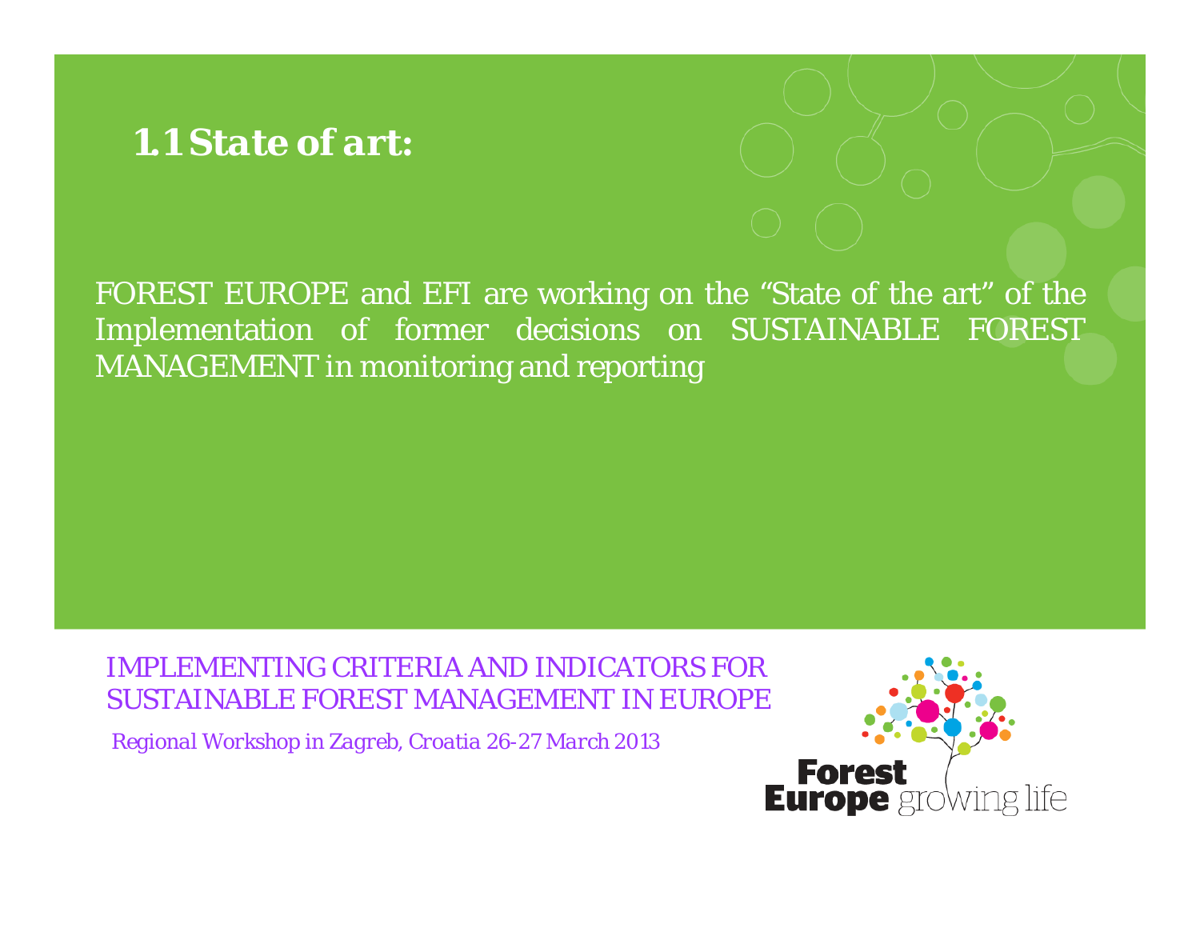## 1.1 State of art:

FOREST EUROPE and EFI are working on the "State of the art" of the Implementation of former decisions on SUSTAINABLE FOREST MANAGEMENT in monitoring and reporting

IMPLEMENTING CRITERIA AND INDICATORS FOR SUSTAINABLE FOREST MANAGEMENT IN EUROPE

*Regional Workshop in Zagreb, Croatia 26-27 March 2013*

Forest Europe growing life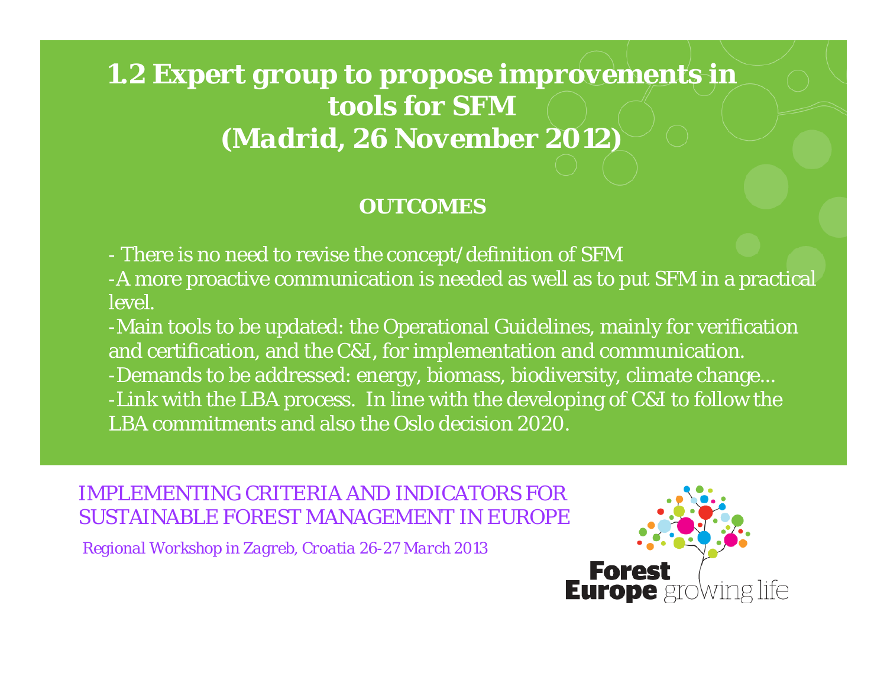# 1.2 Expert group to propose improvements in tools for SFM (Madrid, 26 November 2012)

**OUTCOMES**

- There is no need to revise the concept/definition of SFM
- A more proactive communication is needed as well as to put SFM in a practical level.
- Main tools to be updated: the Operational Guidelines, mainly for verification and certification, and the C&I, for implementation and communication.
- Demands to be addressed: energy, biomass, biodiversity, climate change...
- Link with the LBA process. In line with the developing of C&I to follow the LBA commitments and also the Oslo decision 2020.

IMPLEMENTING CRITERIA AND INDICATORS FOR SUSTAINABLE FOREST MANAGEMENT IN EUROPE

*Regional Workshop in Zagreb, Croatia 26-27 March 2013*

Forest Europe growing life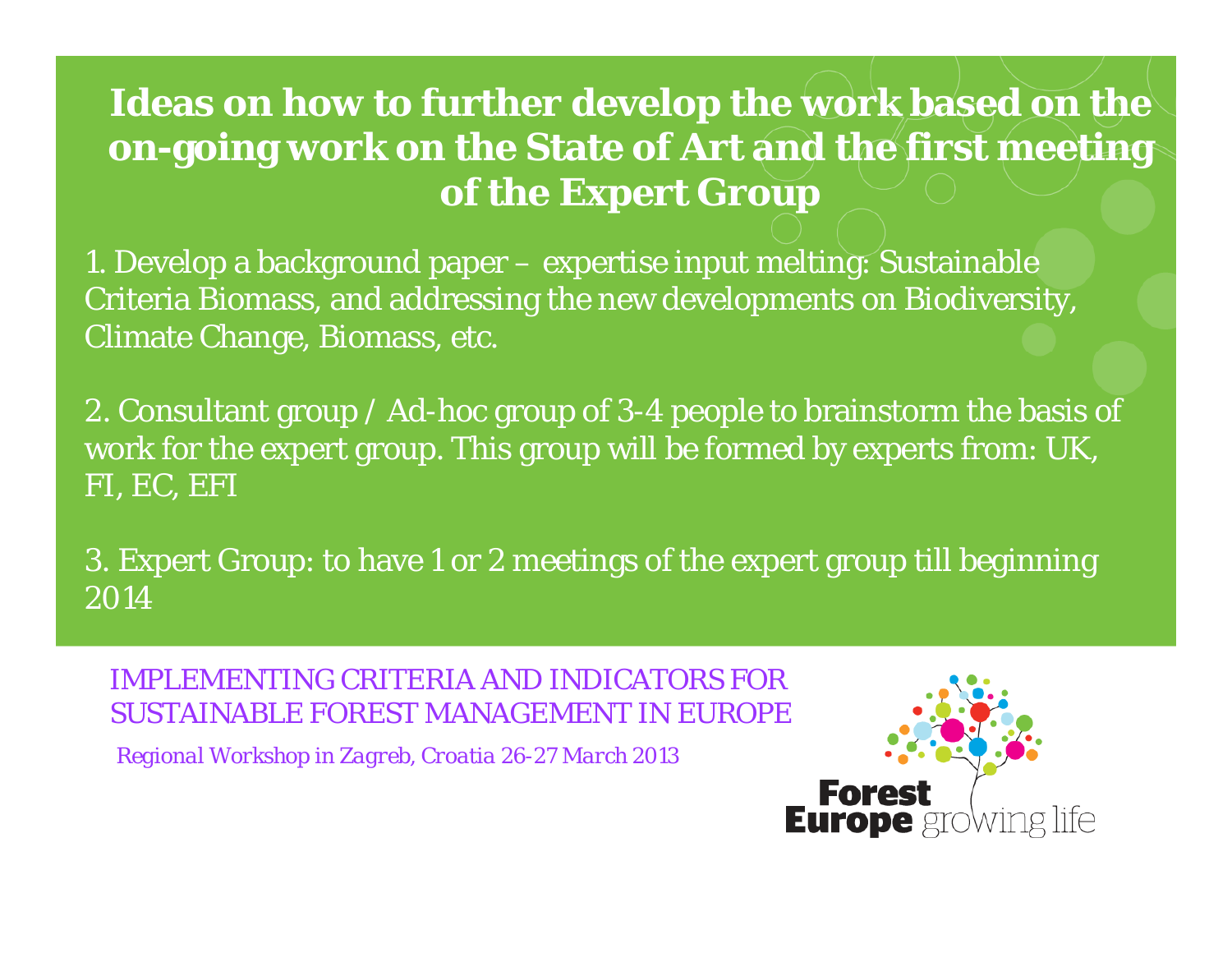# Ideas on how to further develop the work based on the on-going work on the State of Art and the first meeting of the Expert Group

1. Develop a background paper – expertise input melting: Sustainable Criteria Biomass, and addressing the new developments on Biodiversity, Climate Change, Biomass, etc.

2. Consultant group / Ad-hoc group of 3-4 people to brainstorm the basis of work for the expert group. This group will be formed by experts from: UK, FI, EC, EFI

3. Expert Group: to have 1 or 2 meetings of the expert group till beginning 2014

IMPLEMENTING CRITERIA AND INDICATORS FOR SUSTAINABLE FOREST MANAGEMENT IN EUROPE

*Regional Workshop in Zagreb, Croatia 26-27 March 2013*

**Forest Europe** growing life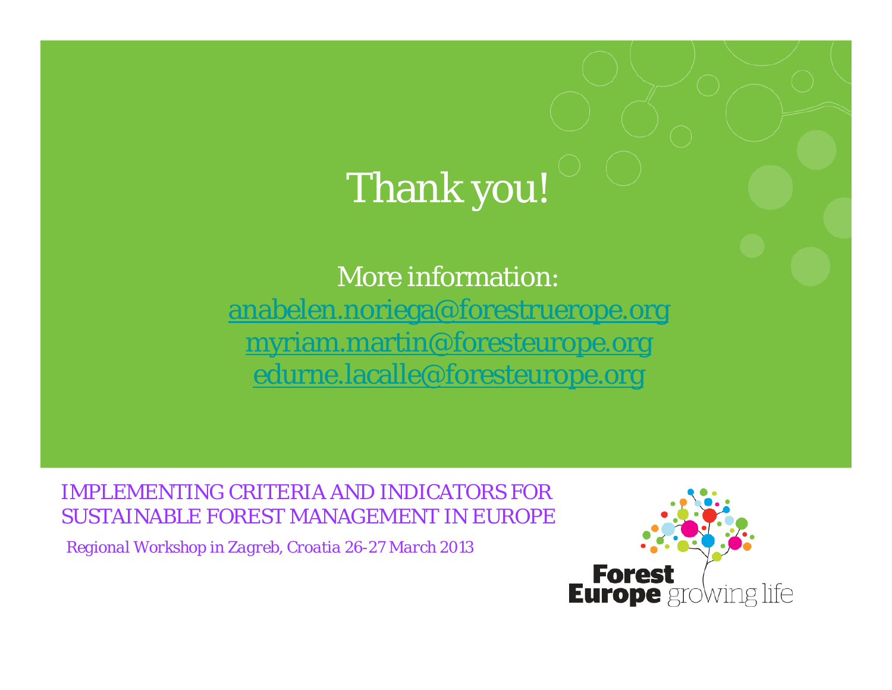# Thank you!

More information:

anabelen.noriega@forestruerope.org
myriam.martin@foresteurope.org
edurne.lacalle@foresteurope.org

IMPLEMENTING CRITERIA AND INDICATORS FOR SUSTAINABLE FOREST MANAGEMENT IN EUROPE

*Regional Workshop in Zagreb, Croatia 26-27 March 2013*

**Forest Europe** growing life